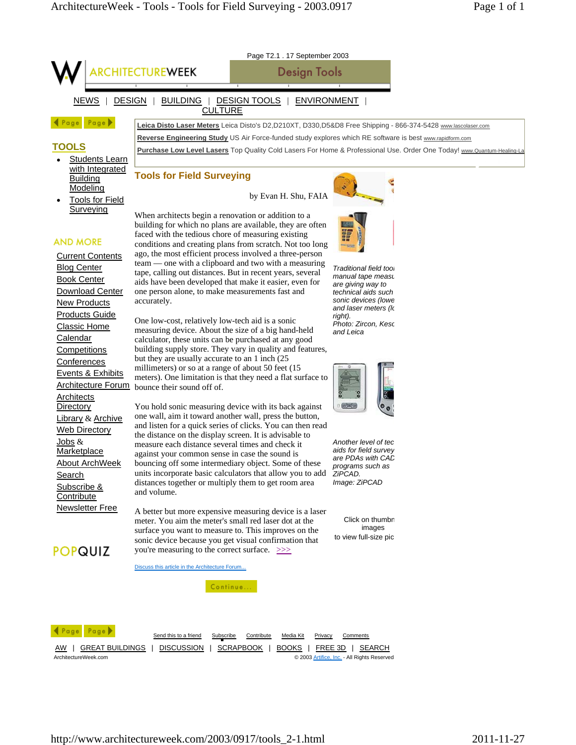Page T2.1 . 17 September 2003

ARCHITECTUREWEEK — Design Tools

NEWS | DESIGN | BUILDING | DESIGN TOOLS | ENVIRONMENT | CULTURE

**Leica Disto Laser Meters** Leica Disto's D2,D210XT, D330,D5&D8 Free Shipping - 866-374-5428 www.lascolaser.com

**Reverse Engineering Study** US Air Force-funded study explores which RE software is best www.rapidform.com

**Purchase Low Level Lasers** Top Quality Cold Lasers For Home & Professional Use. Order One Today! www.Quantum-Healing-La

## TOOLS

- Students Learn with Integrated Building Modeling
- Tools for Field Surveying

## AND MORE

- Current Contents
- Blog Center
- Book Center
- Download Center
- New Products
- Products Guide
- Classic Home
- Calendar
- Competitions
- Conferences
- Events & Exhibits
- Architecture Forum
- Architects Directory
- Library & Archive
- Web Directory
- Jobs & Marketplace
- About ArchWeek
- Search
- Subscribe & Contribute
- Newsletter Free

POPQUIZ

# Tools for Field Surveying

by Evan H. Shu, FAIA

When architects begin a renovation or addition to a building for which no plans are available, they are often faced with the tedious chore of measuring existing conditions and creating plans from scratch. Not too long ago, the most efficient process involved a three-person team — one with a clipboard and two with a measuring tape, calling out distances. But in recent years, several aids have been developed that make it easier, even for one person alone, to make measurements fast and accurately.

One low-cost, relatively low-tech aid is a sonic measuring device. About the size of a big hand-held calculator, these units can be purchased at any good building supply store. They vary in quality and features, but they are usually accurate to an 1 inch (25 millimeters) or so at a range of about 50 feet (15 meters). One limitation is that they need a flat surface to bounce their sound off of.

You hold sonic measuring device with its back against one wall, aim it toward another wall, press the button, and listen for a quick series of clicks. You can then read the distance on the display screen. It is advisable to measure each distance several times and check it against your common sense in case the sound is bouncing off some intermediary object. Some of these units incorporate basic calculators that allow you to add distances together or multiply them to get room area and volume.

A better but more expensive measuring device is a laser meter. You aim the meter's small red laser dot at the surface you want to measure to. This improves on the sonic device because you get visual confirmation that you're measuring to the correct surface. >>>

*Traditional field tool manual tape measu are giving way to technical aids such sonic devices (lowe and laser meters (lo right).*
*Photo: Zircon, Kesc and Leica*

*Another level of tec aids for field survey are PDAs with CAD programs such as ZiPCAD.*
*Image: ZiPCAD*

Click on thumbn images to view full-size pic

Discuss this article in the Architecture Forum...

Continue...

Send this to a friend | Subscribe | Contribute | Media Kit | Privacy | Comments

AW | GREAT BUILDINGS | DISCUSSION | SCRAPBOOK | BOOKS | FREE 3D | SEARCH

ArchitectureWeek.com

© 2003 Artifice, Inc. - All Rights Reserved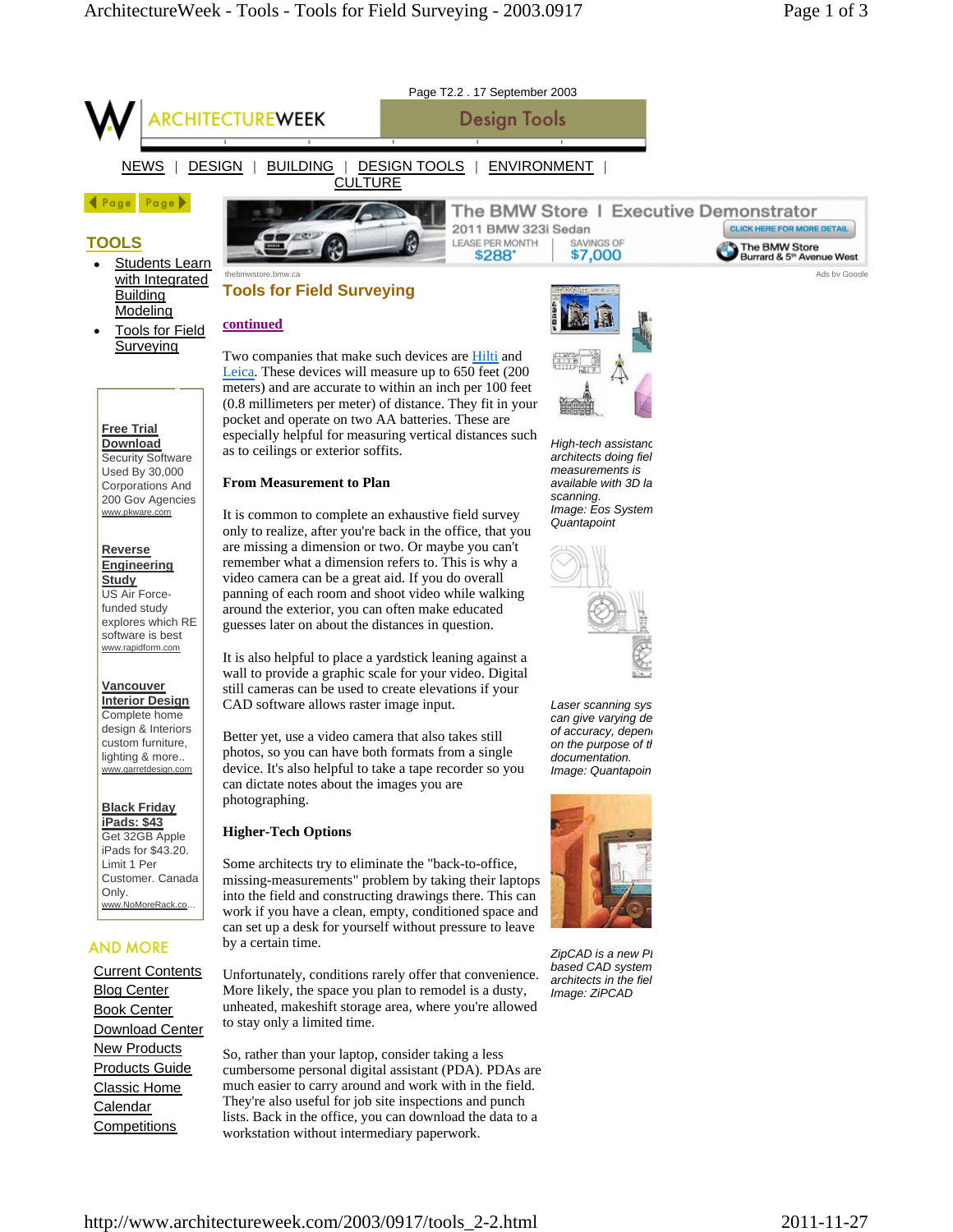Page T2.2 . 17 September 2003

ARCHITECTUREWEEK Design Tools

NEWS | DESIGN | BUILDING | DESIGN TOOLS | ENVIRONMENT | CULTURE

## TOOLS

- Students Learn with Integrated Building Modeling
- Tools for Field Surveying

**Free Trial Download**
Security Software Used By 30,000 Corporations And 200 Gov Agencies
www.pkware.com

**Reverse Engineering Study**
US Air Force-funded study explores which RE software is best
www.rapidform.com

**Vancouver Interior Design**
Complete home design & Interiors custom furniture, lighting & more..
www.garretdesign.com

**Black Friday iPads: $43**
Get 32GB Apple iPads for $43.20. Limit 1 Per Customer. Canada Only.
www.NoMoreRack.co...

## AND MORE

- Current Contents
- Blog Center
- Book Center
- Download Center
- New Products
- Products Guide
- Classic Home
- Calendar
- Competitions

# Tools for Field Surveying

continued

Two companies that make such devices are Hilti and Leica. These devices will measure up to 650 feet (200 meters) and are accurate to within an inch per 100 feet (0.8 millimeters per meter) of distance. They fit in your pocket and operate on two AA batteries. These are especially helpful for measuring vertical distances such as to ceilings or exterior soffits.

### From Measurement to Plan

It is common to complete an exhaustive field survey only to realize, after you're back in the office, that you are missing a dimension or two. Or maybe you can't remember what a dimension refers to. This is why a video camera can be a great aid. If you do overall panning of each room and shoot video while walking around the exterior, you can often make educated guesses later on about the distances in question.

It is also helpful to place a yardstick leaning against a wall to provide a graphic scale for your video. Digital still cameras can be used to create elevations if your CAD software allows raster image input.

Better yet, use a video camera that also takes still photos, so you can have both formats from a single device. It's also helpful to take a tape recorder so you can dictate notes about the images you are photographing.

### Higher-Tech Options

Some architects try to eliminate the "back-to-office, missing-measurements" problem by taking their laptops into the field and constructing drawings there. This can work if you have a clean, empty, conditioned space and can set up a desk for yourself without pressure to leave by a certain time.

Unfortunately, conditions rarely offer that convenience. More likely, the space you plan to remodel is a dusty, unheated, makeshift storage area, where you're allowed to stay only a limited time.

So, rather than your laptop, consider taking a less cumbersome personal digital assistant (PDA). PDAs are much easier to carry around and work with in the field. They're also useful for job site inspections and punch lists. Back in the office, you can download the data to a workstation without intermediary paperwork.

*High-tech assistanc architects doing fiel measurements is available with 3D la scanning.*
*Image: Eos System Quantapoint*

*Laser scanning sys can give varying de of accuracy, depen on the purpose of th documentation.*
*Image: Quantapoin*

*ZipCAD is a new PI based CAD system architects in the fiel*
*Image: ZiPCAD*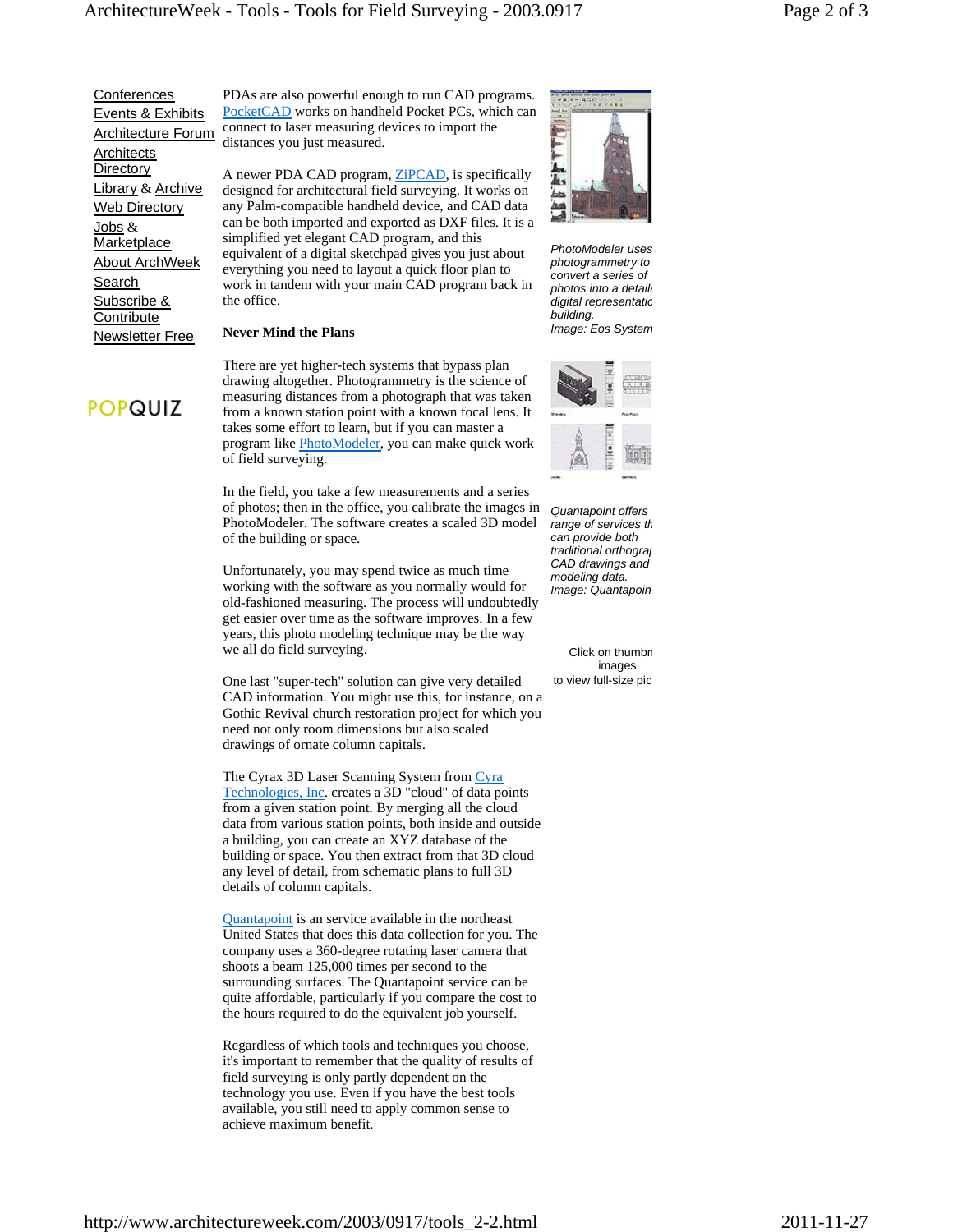Conferences
Events & Exhibits
Architecture Forum
Architects Directory
Library & Archive
Web Directory
Jobs & Marketplace
About ArchWeek
Search
Subscribe & Contribute
Newsletter Free

POPQUIZ

PDAs are also powerful enough to run CAD programs. PocketCAD works on handheld Pocket PCs, which can connect to laser measuring devices to import the distances you just measured.

A newer PDA CAD program, ZiPCAD, is specifically designed for architectural field surveying. It works on any Palm-compatible handheld device, and CAD data can be both imported and exported as DXF files. It is a simplified yet elegant CAD program, and this equivalent of a digital sketchpad gives you just about everything you need to layout a quick floor plan to work in tandem with your main CAD program back in the office.

**Never Mind the Plans**

There are yet higher-tech systems that bypass plan drawing altogether. Photogrammetry is the science of measuring distances from a photograph that was taken from a known station point with a known focal lens. It takes some effort to learn, but if you can master a program like PhotoModeler, you can make quick work of field surveying.

In the field, you take a few measurements and a series of photos; then in the office, you calibrate the images in PhotoModeler. The software creates a scaled 3D model of the building or space.

Unfortunately, you may spend twice as much time working with the software as you normally would for old-fashioned measuring. The process will undoubtedly get easier over time as the software improves. In a few years, this photo modeling technique may be the way we all do field surveying.

One last "super-tech" solution can give very detailed CAD information. You might use this, for instance, on a Gothic Revival church restoration project for which you need not only room dimensions but also scaled drawings of ornate column capitals.

The Cyrax 3D Laser Scanning System from Cyra Technologies, Inc. creates a 3D "cloud" of data points from a given station point. By merging all the cloud data from various station points, both inside and outside a building, you can create an XYZ database of the building or space. You then extract from that 3D cloud any level of detail, from schematic plans to full 3D details of column capitals.

Quantapoint is an service available in the northeast United States that does this data collection for you. The company uses a 360-degree rotating laser camera that shoots a beam 125,000 times per second to the surrounding surfaces. The Quantapoint service can be quite affordable, particularly if you compare the cost to the hours required to do the equivalent job yourself.

Regardless of which tools and techniques you choose, it's important to remember that the quality of results of field surveying is only partly dependent on the technology you use. Even if you have the best tools available, you still need to apply common sense to achieve maximum benefit.

*PhotoModeler uses photogrammetry to convert a series of photos into a detaile digital representatic building.*
*Image: Eos System*

*Quantapoint offers range of services th can provide both traditional orthograp CAD drawings and modeling data.*
*Image: Quantapoin*

Click on thumbn images to view full-size pic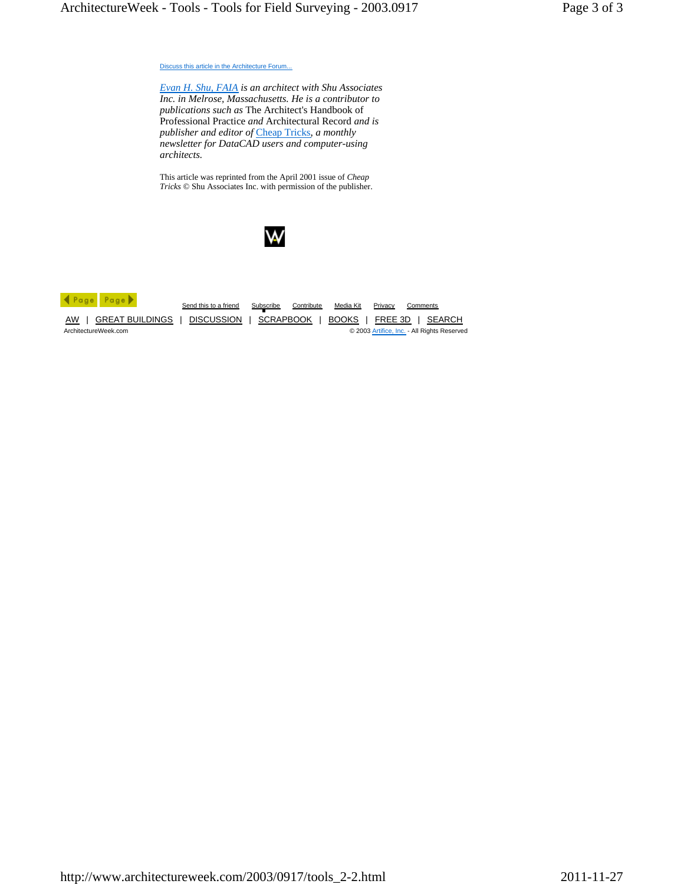Discuss this article in the Architecture Forum...

*Evan H. Shu, FAIA is an architect with Shu Associates Inc. in Melrose, Massachusetts. He is a contributor to publications such as* The Architect's Handbook of Professional Practice *and* Architectural Record *and is publisher and editor of* Cheap Tricks*, a monthly newsletter for DataCAD users and computer-using architects.*

This article was reprinted from the April 2001 issue of *Cheap Tricks* © Shu Associates Inc. with permission of the publisher.

Send this to a friend   Subscribe   Contribute   Media Kit   Privacy   Comments

AW | GREAT BUILDINGS | DISCUSSION | SCRAPBOOK | BOOKS | FREE 3D | SEARCH

ArchitectureWeek.com   © 2003 Artifice, Inc. - All Rights Reserved